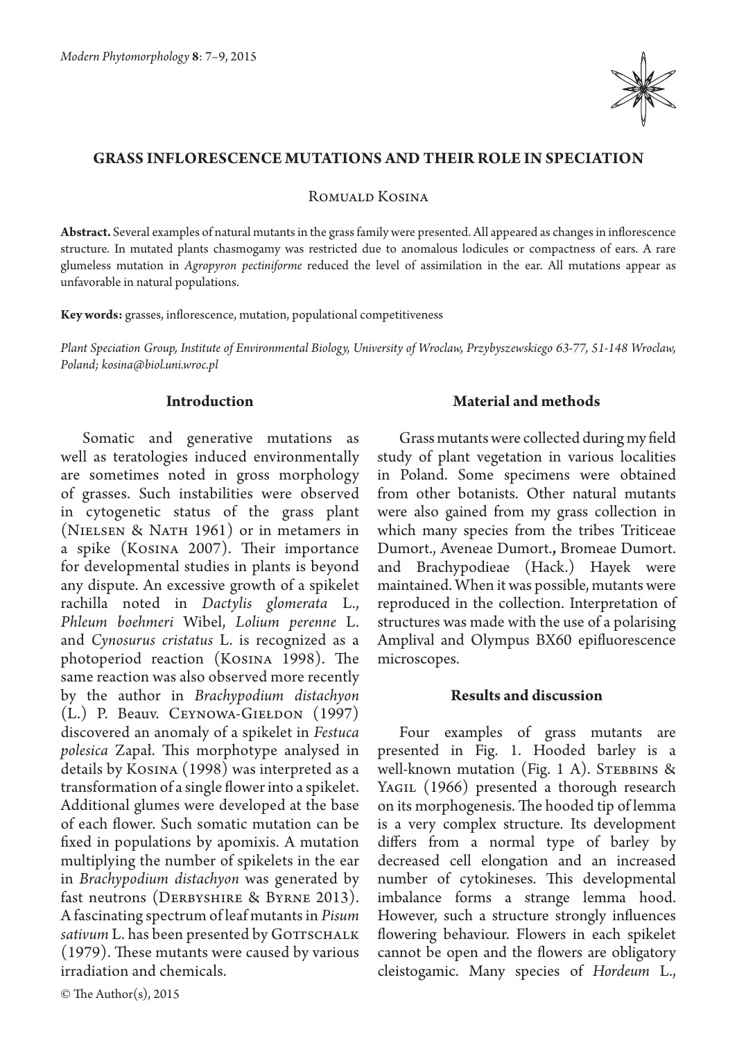# GRASS INFLORESCENCE MUTATIONS AND THEIR ROLE IN SPECIATION

Romuald Kosina

**Abstract.** Several examples of natural mutants in the grass family were presented. All appeared as changes in inflorescence structure. In mutated plants chasmogamy was restricted due to anomalous lodicules or compactness of ears. A rare glumeless mutation in *Agropyron pectiniforme* reduced the level of assimilation in the ear. All mutations appear as unfavorable in natural populations.

**Key words:** grasses, inflorescence, mutation, populational competitiveness

*Plant Speciation Group, Institute of Environmental Biology, University of Wroclaw, Przybyszewskiego 63-77, 51-148 Wroclaw, Poland; kosina@biol.uni.wroc.pl*

## Introduction

Somatic and generative mutations as well as teratologies induced environmentally are sometimes noted in gross morphology of grasses. Such instabilities were observed in cytogenetic status of the grass plant (Nielsen & Nath 1961) or in metamers in a spike (Kosina 2007). Their importance for developmental studies in plants is beyond any dispute. An excessive growth of a spikelet rachilla noted in *Dactylis glomerata* L., *Phleum boehmeri* Wibel, *Lolium perenne* L. and *Cynosurus cristatus* L. is recognized as a photoperiod reaction (Kosina 1998). The same reaction was also observed more recently by the author in *Brachypodium distachyon* (L.) P. Beauv. Ceynowa-Giełdon (1997) discovered an anomaly of a spikelet in *Festuca polesica* Zapał. This morphotype analysed in details by Kosina (1998) was interpreted as a transformation of a single flower into a spikelet. Additional glumes were developed at the base of each flower. Such somatic mutation can be fixed in populations by apomixis. A mutation multiplying the number of spikelets in the ear in *Brachypodium distachyon* was generated by fast neutrons (Derbyshire & Byrne 2013). A fascinating spectrum of leaf mutants in *Pisum sativum* L. has been presented by Gottschalk (1979). These mutants were caused by various irradiation and chemicals.

## Material and methods

Grass mutants were collected during my field study of plant vegetation in various localities in Poland. Some specimens were obtained from other botanists. Other natural mutants were also gained from my grass collection in which many species from the tribes Triticeae Dumort., Aveneae Dumort.**,** Bromeae Dumort. and Brachypodieae (Hack.) Hayek were maintained. When it was possible, mutants were reproduced in the collection. Interpretation of structures was made with the use of a polarising Amplival and Olympus BX60 epifluorescence microscopes.

## Results and discussion

Four examples of grass mutants are presented in Fig. 1. Hooded barley is a well-known mutation (Fig. 1 A). Stebbins & Yagil (1966) presented a thorough research on its morphogenesis. The hooded tip of lemma is a very complex structure. Its development differs from a normal type of barley by decreased cell elongation and an increased number of cytokineses. This developmental imbalance forms a strange lemma hood. However, such a structure strongly influences flowering behaviour. Flowers in each spikelet cannot be open and the flowers are obligatory cleistogamic. Many species of *Hordeum* L.,

© The Author(s), 2015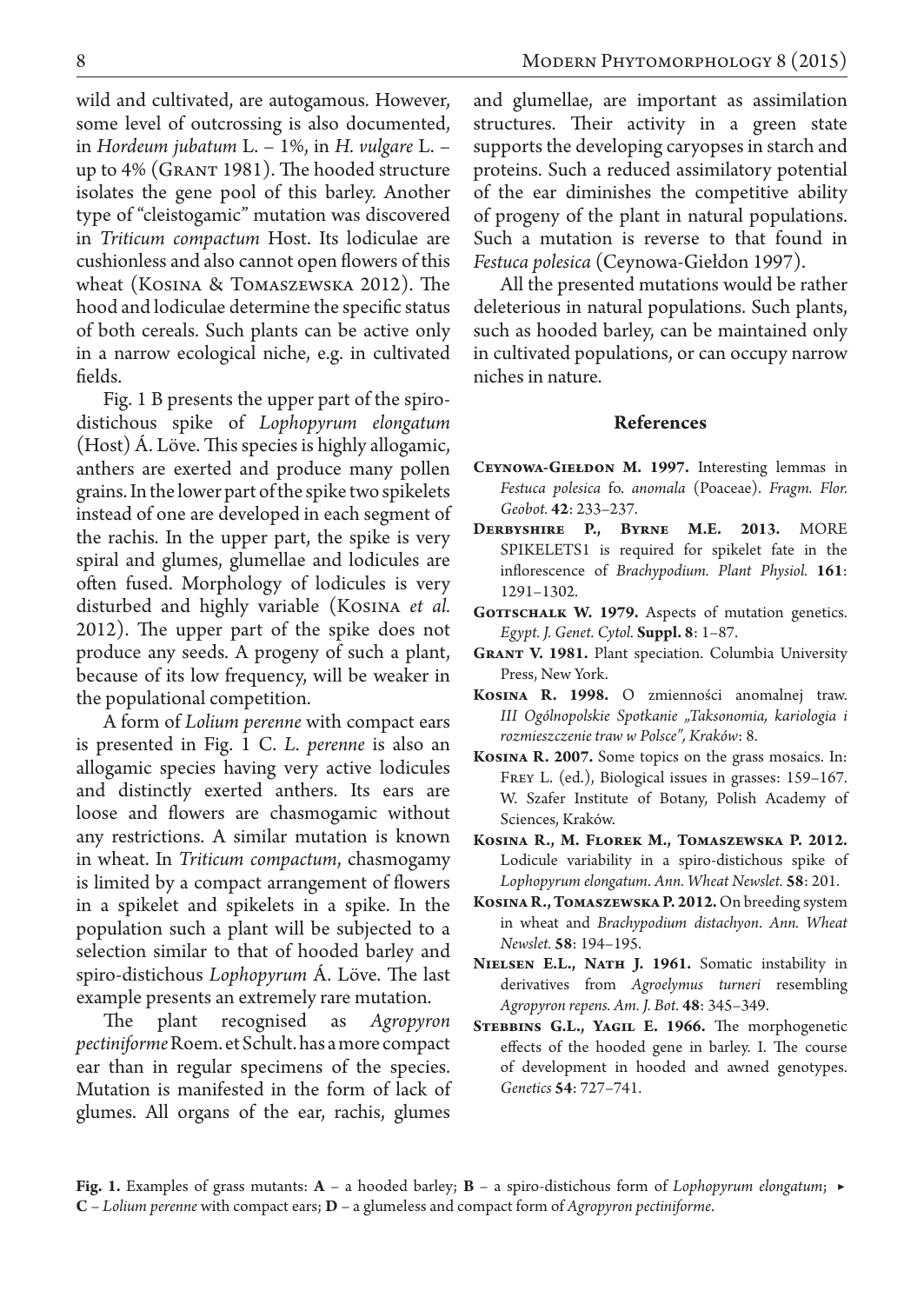wild and cultivated, are autogamous. However, some level of outcrossing is also documented, in *Hordeum jubatum* L. – 1%, in *H. vulgare* L. – up to 4% (Grant 1981). The hooded structure isolates the gene pool of this barley. Another type of "cleistogamic" mutation was discovered in *Triticum compactum* Host. Its lodiculae are cushionless and also cannot open flowers of this wheat (Kosina & Tomaszewska 2012). The hood and lodiculae determine the specific status of both cereals. Such plants can be active only in a narrow ecological niche, e.g. in cultivated fields.

Fig. 1 B presents the upper part of the spiro-distichous spike of *Lophopyrum elongatum* (Host) Á. Löve. This species is highly allogamic, anthers are exerted and produce many pollen grains. In the lower part of the spike two spikelets instead of one are developed in each segment of the rachis. In the upper part, the spike is very spiral and glumes, glumellae and lodicules are often fused. Morphology of lodicules is very disturbed and highly variable (Kosina *et al.* 2012). The upper part of the spike does not produce any seeds. A progeny of such a plant, because of its low frequency, will be weaker in the populational competition.

A form of *Lolium perenne* with compact ears is presented in Fig. 1 C. *L. perenne* is also an allogamic species having very active lodicules and distinctly exerted anthers. Its ears are loose and flowers are chasmogamic without any restrictions. A similar mutation is known in wheat. In *Triticum compactum*, chasmogamy is limited by a compact arrangement of flowers in a spikelet and spikelets in a spike. In the population such a plant will be subjected to a selection similar to that of hooded barley and spiro-distichous *Lophopyrum* Á. Löve. The last example presents an extremely rare mutation.

The plant recognised as *Agropyron pectiniforme* Roem. et Schult. has a more compact ear than in regular specimens of the species. Mutation is manifested in the form of lack of glumes. All organs of the ear, rachis, glumes and glumellae, are important as assimilation structures. Their activity in a green state supports the developing caryopses in starch and proteins. Such a reduced assimilatory potential of the ear diminishes the competitive ability of progeny of the plant in natural populations. Such a mutation is reverse to that found in *Festuca polesica* (Ceynowa-Giełdon 1997).

All the presented mutations would be rather deleterious in natural populations. Such plants, such as hooded barley, can be maintained only in cultivated populations, or can occupy narrow niches in nature.

## References

**Ceynowa-Giełdon M. 1997.** Interesting lemmas in *Festuca polesica* fo. *anomala* (Poaceae). *Fragm. Flor. Geobot.* **42**: 233–237.

**Derbyshire P., Byrne M.E. 2013.** MORE SPIKELETS1 is required for spikelet fate in the inflorescence of *Brachypodium*. *Plant Physiol.* **161**: 1291–1302.

**Gottschalk W. 1979.** Aspects of mutation genetics. *Egypt. J. Genet. Cytol.* **Suppl. 8**: 1–87.

**Grant V. 1981.** Plant speciation. Columbia University Press, New York.

**Kosina R. 1998.** O zmienności anomalnej traw. *III Ogólnopolskie Spotkanie „Taksonomia, kariologia i rozmieszczenie traw w Polsce", Kraków*: 8.

**Kosina R. 2007.** Some topics on the grass mosaics. In: Frey L. (ed.), Biological issues in grasses: 159–167. W. Szafer Institute of Botany, Polish Academy of Sciences, Kraków.

**Kosina R., M. Florek M., Tomaszewska P. 2012.** Lodicule variability in a spiro-distichous spike of *Lophopyrum elongatum*. *Ann. Wheat Newslet.* **58**: 201.

**Kosina R., Tomaszewska P. 2012.** On breeding system in wheat and *Brachypodium distachyon*. *Ann. Wheat Newslet.* **58**: 194–195.

**Nielsen E.L., Nath J. 1961.** Somatic instability in derivatives from *Agroelymus turneri* resembling *Agropyron repens*. *Am. J. Bot.* **48**: 345–349.

**Stebbins G.L., Yagil E. 1966.** The morphogenetic effects of the hooded gene in barley. I. The course of development in hooded and awned genotypes. *Genetics* **54**: 727–741.

**Fig. 1.** Examples of grass mutants: **A** – a hooded barley; **B** – a spiro-distichous form of *Lophopyrum elongatum*; **C** – *Lolium perenne* with compact ears; **D** – a glumeless and compact form of *Agropyron pectiniforme*.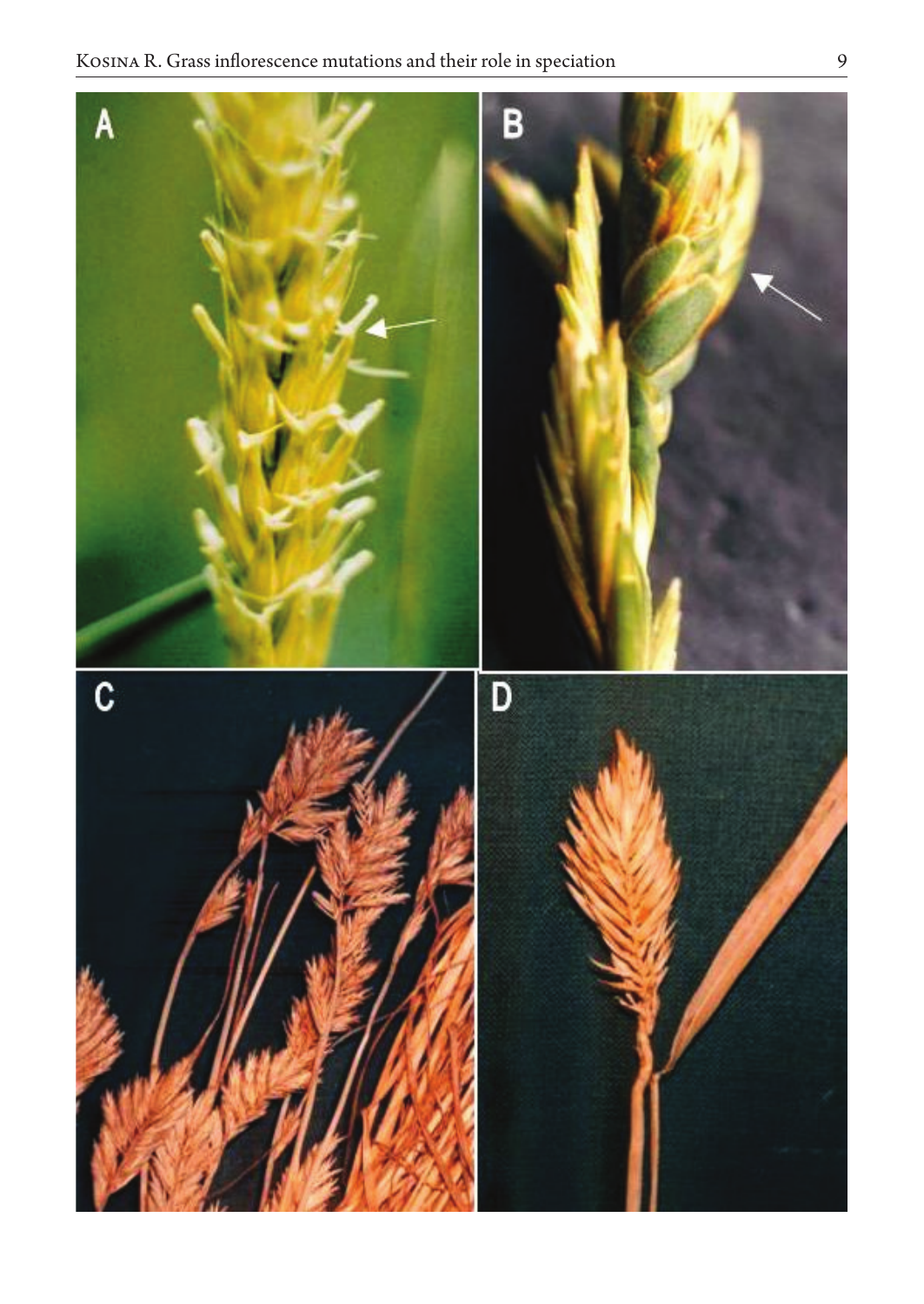A

B

C

D